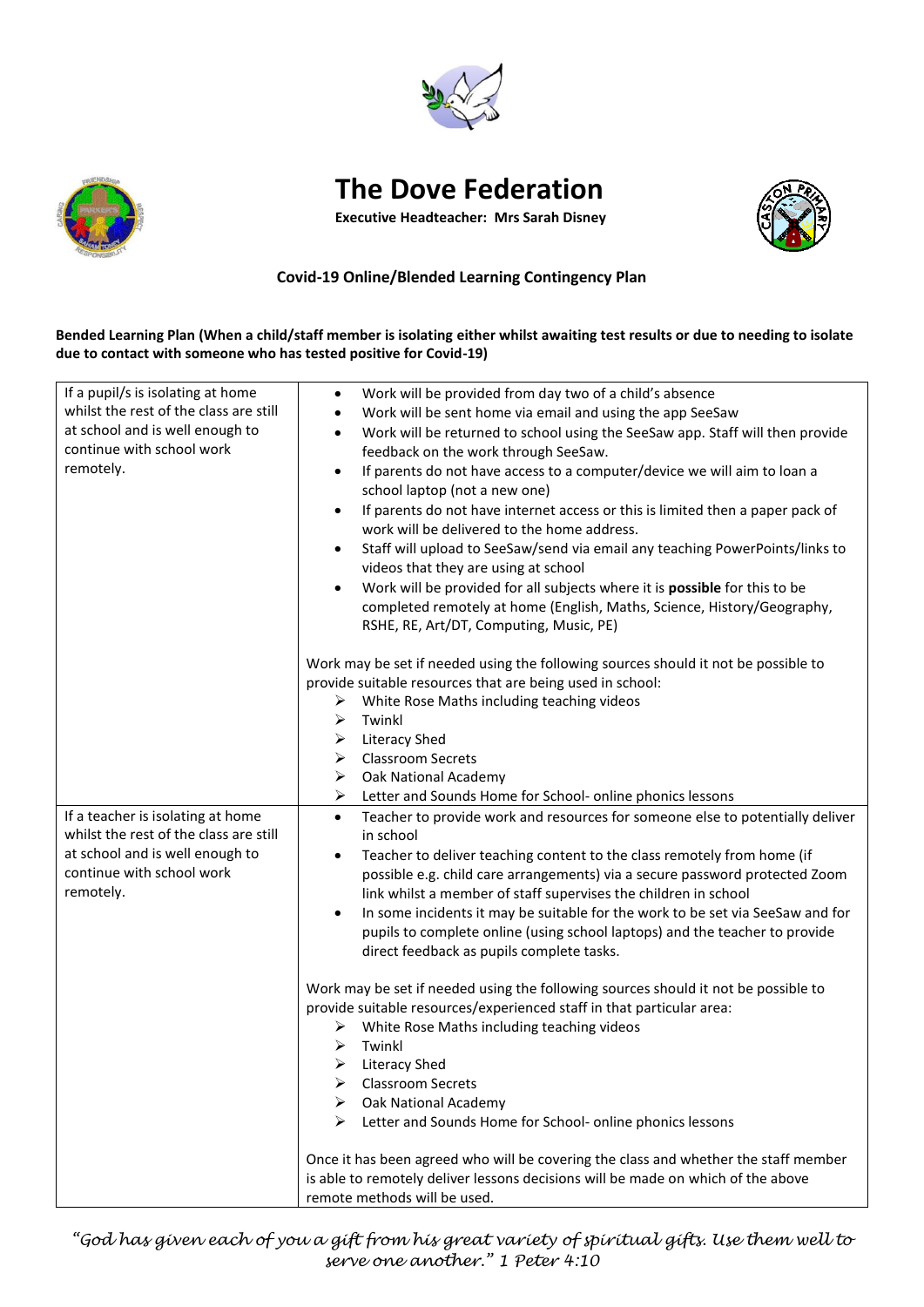# The Dove Federation

**Executive Headteacher: Mrs Sarah Disney**

## Covid-19 Online/Blended Learning Contingency Plan

**Bended Learning Plan (When a child/staff member is isolating either whilst awaiting test results or due to needing to isolate due to contact with someone who has tested positive for Covid-19)**

| | |
|---|---|
| If a pupil/s is isolating at home whilst the rest of the class are still at school and is well enough to continue with school work remotely. | • Work will be provided from day two of a child's absence<br>• Work will be sent home via email and using the app SeeSaw<br>• Work will be returned to school using the SeeSaw app. Staff will then provide feedback on the work through SeeSaw.<br>• If parents do not have access to a computer/device we will aim to loan a school laptop (not a new one)<br>• If parents do not have internet access or this is limited then a paper pack of work will be delivered to the home address.<br>• Staff will upload to SeeSaw/send via email any teaching PowerPoints/links to videos that they are using at school<br>• Work will be provided for all subjects where it is **possible** for this to be completed remotely at home (English, Maths, Science, History/Geography, RSHE, RE, Art/DT, Computing, Music, PE)<br><br>Work may be set if needed using the following sources should it not be possible to provide suitable resources that are being used in school:<br>➢ White Rose Maths including teaching videos<br>➢ Twinkl<br>➢ Literacy Shed<br>➢ Classroom Secrets<br>➢ Oak National Academy<br>➢ Letter and Sounds Home for School- online phonics lessons |
| If a teacher is isolating at home whilst the rest of the class are still at school and is well enough to continue with school work remotely. | • Teacher to provide work and resources for someone else to potentially deliver in school<br>• Teacher to deliver teaching content to the class remotely from home (if possible e.g. child care arrangements) via a secure password protected Zoom link whilst a member of staff supervises the children in school<br>• In some incidents it may be suitable for the work to be set via SeeSaw and for pupils to complete online (using school laptops) and the teacher to provide direct feedback as pupils complete tasks.<br><br>Work may be set if needed using the following sources should it not be possible to provide suitable resources/experienced staff in that particular area:<br>➢ White Rose Maths including teaching videos<br>➢ Twinkl<br>➢ Literacy Shed<br>➢ Classroom Secrets<br>➢ Oak National Academy<br>➢ Letter and Sounds Home for School- online phonics lessons<br><br>Once it has been agreed who will be covering the class and whether the staff member is able to remotely deliver lessons decisions will be made on which of the above remote methods will be used. |

*"God has given each of you a gift from his great variety of spiritual gifts. Use them well to serve one another." 1 Peter 4:10*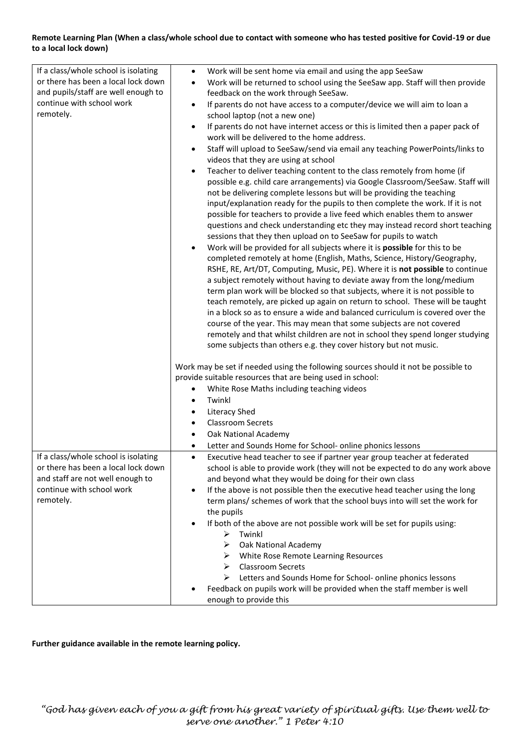**Remote Learning Plan (When a class/whole school due to contact with someone who has tested positive for Covid-19 or due to a local lock down)**

| | |
|---|---|
| If a class/whole school is isolating or there has been a local lock down and pupils/staff are well enough to continue with school work remotely. | • Work will be sent home via email and using the app SeeSaw<br>• Work will be returned to school using the SeeSaw app. Staff will then provide feedback on the work through SeeSaw.<br>• If parents do not have access to a computer/device we will aim to loan a school laptop (not a new one)<br>• If parents do not have internet access or this is limited then a paper pack of work will be delivered to the home address.<br>• Staff will upload to SeeSaw/send via email any teaching PowerPoints/links to videos that they are using at school<br>• Teacher to deliver teaching content to the class remotely from home (if possible e.g. child care arrangements) via Google Classroom/SeeSaw. Staff will not be delivering complete lessons but will be providing the teaching input/explanation ready for the pupils to then complete the work. If it is not possible for teachers to provide a live feed which enables them to answer questions and check understanding etc they may instead record short teaching sessions that they then upload on to SeeSaw for pupils to watch<br>• Work will be provided for all subjects where it is **possible** for this to be completed remotely at home (English, Maths, Science, History/Geography, RSHE, RE, Art/DT, Computing, Music, PE). Where it is **not possible** to continue a subject remotely without having to deviate away from the long/medium term plan work will be blocked so that subjects, where it is not possible to teach remotely, are picked up again on return to school. These will be taught in a block so as to ensure a wide and balanced curriculum is covered over the course of the year. This may mean that some subjects are not covered remotely and that whilst children are not in school they spend longer studying some subjects than others e.g. they cover history but not music.<br><br>Work may be set if needed using the following sources should it not be possible to provide suitable resources that are being used in school:<br>• White Rose Maths including teaching videos<br>• Twinkl<br>• Literacy Shed<br>• Classroom Secrets<br>• Oak National Academy<br>• Letter and Sounds Home for School- online phonics lessons |
| If a class/whole school is isolating or there has been a local lock down and staff are not well enough to continue with school work remotely. | • Executive head teacher to see if partner year group teacher at federated school is able to provide work (they will not be expected to do any work above and beyond what they would be doing for their own class<br>• If the above is not possible then the executive head teacher using the long term plans/ schemes of work that the school buys into will set the work for the pupils<br>• If both of the above are not possible work will be set for pupils using:<br>  ➢ Twinkl<br>  ➢ Oak National Academy<br>  ➢ White Rose Remote Learning Resources<br>  ➢ Classroom Secrets<br>  ➢ Letters and Sounds Home for School- online phonics lessons<br>• Feedback on pupils work will be provided when the staff member is well enough to provide this |

**Further guidance available in the remote learning policy.**

*"God has given each of you a gift from his great variety of spiritual gifts. Use them well to serve one another." 1 Peter 4:10*